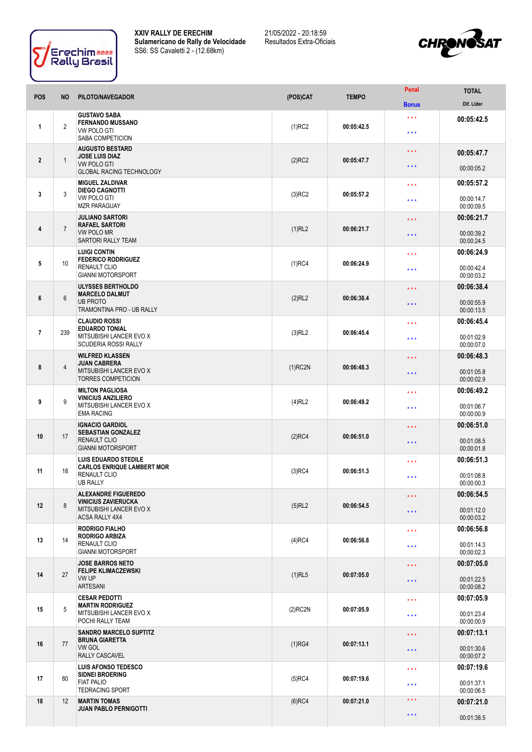**XXIV RALLY DE ERECHIM**
**Sulamericano de Rally de Velocidade**
SS6: SS Cavaletti 2 - (12.68km)

21/05/2022 - 20:18:59
Resultados Extra-Oficiais

| POS | NO | PILOTO/NAVEGADOR | (POS)CAT | TEMPO | Penal / Bonus | TOTAL / Dif. Lider |
|---|---|---|---|---|---|---|
| 1 | 2 | **GUSTAVO SABA** **FERNANDO MUSSANO** VW POLO GTI SABA COMPETICION | (1)RC2 | 00:05:42.5 | *** *** | **00:05:42.5** |
| 2 | 1 | **AUGUSTO BESTARD** **JOSE LUIS DIAZ** VW POLO GTI GLOBAL RACING TECHNOLOGY | (2)RC2 | 00:05:47.7 | *** *** | **00:05:47.7** 00:00:05.2 |
| 3 | 3 | **MIGUEL ZALDIVAR** **DIEGO CAGNOTTI** VW POLO GTI MZR PARAGUAY | (3)RC2 | 00:05:57.2 | *** *** | **00:05:57.2** 00:00:14.7 00:00:09.5 |
| 4 | 7 | **JULIANO SARTORI** **RAFAEL SARTORI** VW POLO MR SARTORI RALLY TEAM | (1)RL2 | 00:06:21.7 | *** *** | **00:06:21.7** 00:00:39.2 00:00:24.5 |
| 5 | 10 | **LUIGI CONTIN** **FEDERICO RODRIGUEZ** RENAULT CLIO GIANNI MOTORSPORT | (1)RC4 | 00:06:24.9 | *** *** | **00:06:24.9** 00:00:42.4 00:00:03.2 |
| 6 | 6 | **ULYSSES BERTHOLDO** **MARCELO DALMUT** UB PROTO TRAMONTINA PRO - UB RALLY | (2)RL2 | 00:06:38.4 | *** *** | **00:06:38.4** 00:00:55.9 00:00:13.5 |
| 7 | 239 | **CLAUDIO ROSSI** **EDUARDO TONIAL** MITSUBISHI LANCER EVO X SCUDERIA ROSSI RALLY | (3)RL2 | 00:06:45.4 | *** *** | **00:06:45.4** 00:01:02.9 00:00:07.0 |
| 8 | 4 | **WILFRED KLASSEN** **JUAN CABRERA** MITSUBISHI LANCER EVO X TORRES COMPETICION | (1)RC2N | 00:06:48.3 | *** *** | **00:06:48.3** 00:01:05.8 00:00:02.9 |
| 9 | 9 | **MILTON PAGLIOSA** **VINICIUS ANZILIERO** MITSUBISHI LANCER EVO X EMA RACING | (4)RL2 | 00:06:49.2 | *** *** | **00:06:49.2** 00:01:06.7 00:00:00.9 |
| 10 | 17 | **IGNACIO GARDIOL** **SEBASTIAN GONZALEZ** RENAULT CLIO GIANNI MOTORSPORT | (2)RC4 | 00:06:51.0 | *** *** | **00:06:51.0** 00:01:08.5 00:00:01.8 |
| 11 | 18 | **LUIS EDUARDO STEDILE** **CARLOS ENRIQUE LAMBERT MOR** RENAULT CLIO UB RALLY | (3)RC4 | 00:06:51.3 | *** *** | **00:06:51.3** 00:01:08.8 00:00:00.3 |
| 12 | 8 | **ALEXANDRE FIGUEREDO** **VINICIUS ZAVIERUCKA** MITSUBISHI LANCER EVO X ACSA RALLY 4X4 | (5)RL2 | 00:06:54.5 | *** *** | **00:06:54.5** 00:01:12.0 00:00:03.2 |
| 13 | 14 | **RODRIGO FIALHO** **RODRIGO ARBIZA** RENAULT CLIO GIANNI MOTORSPORT | (4)RC4 | 00:06:56.8 | *** *** | **00:06:56.8** 00:01:14.3 00:00:02.3 |
| 14 | 27 | **JOSE BARROS NETO** **FELIPE KLIMACZEWSKI** VW UP ARTESANI | (1)RL5 | 00:07:05.0 | *** *** | **00:07:05.0** 00:01:22.5 00:00:08.2 |
| 15 | 5 | **CESAR PEDOTTI** **MARTIN RODRIGUEZ** MITSUBISHI LANCER EVO X POCHI RALLY TEAM | (2)RC2N | 00:07:05.9 | *** *** | **00:07:05.9** 00:01:23.4 00:00:00.9 |
| 16 | 77 | **SANDRO MARCELO SUPTITZ** **BRUNA GIARETTA** VW GOL RALLY CASCAVEL | (1)RG4 | 00:07:13.1 | *** *** | **00:07:13.1** 00:01:30.6 00:00:07.2 |
| 17 | 80 | **LUIS AFONSO TEDESCO** **SIDNEI BROERING** FIAT PALIO TEDRACING SPORT | (5)RC4 | 00:07:19.6 | *** *** | **00:07:19.6** 00:01:37.1 00:00:06.5 |
| 18 | 12 | **MARTIN TOMAS** **JUAN PABLO PERNIGOTTI** | (6)RC4 | 00:07:21.0 | *** *** | **00:07:21.0** 00:01:38.5 |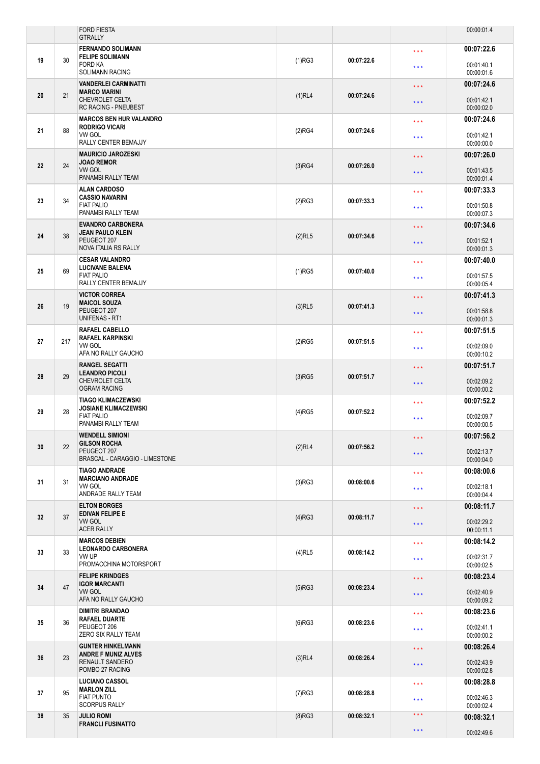| | | | | | | |
|---|---|---|---|---|---|---|
| | | FORD FIESTA<br>GTRALLY | | | | 00:00:01.4 |
| 19 | 30 | **FERNANDO SOLIMANN**<br>**FELIPE SOLIMANN**<br>FORD KA<br>SOLIMANN RACING | (1)RG3 | **00:07:22.6** | \*\*\*<br>\*\*\* | **00:07:22.6**<br>00:01:40.1<br>00:00:01.6 |
| 20 | 21 | **VANDERLEI CARMINATTI**<br>**MARCO MARINI**<br>CHEVROLET CELTA<br>RC RACING - PNEUBEST | (1)RL4 | **00:07:24.6** | \*\*\*<br>\*\*\* | **00:07:24.6**<br>00:01:42.1<br>00:00:02.0 |
| 21 | 88 | **MARCOS BEN HUR VALANDRO**<br>**RODRIGO VICARI**<br>VW GOL<br>RALLY CENTER BEMAJJY | (2)RG4 | **00:07:24.6** | \*\*\*<br>\*\*\* | **00:07:24.6**<br>00:01:42.1<br>00:00:00.0 |
| 22 | 24 | **MAURICIO JAROZESKI**<br>**JOAO REMOR**<br>VW GOL<br>PANAMBI RALLY TEAM | (3)RG4 | **00:07:26.0** | \*\*\*<br>\*\*\* | **00:07:26.0**<br>00:01:43.5<br>00:00:01.4 |
| 23 | 34 | **ALAN CARDOSO**<br>**CASSIO NAVARINI**<br>FIAT PALIO<br>PANAMBI RALLY TEAM | (2)RG3 | **00:07:33.3** | \*\*\*<br>\*\*\* | **00:07:33.3**<br>00:01:50.8<br>00:00:07.3 |
| 24 | 38 | **EVANDRO CARBONERA**<br>**JEAN PAULO KLEIN**<br>PEUGEOT 207<br>NOVA ITALIA RS RALLY | (2)RL5 | **00:07:34.6** | \*\*\*<br>\*\*\* | **00:07:34.6**<br>00:01:52.1<br>00:00:01.3 |
| 25 | 69 | **CESAR VALANDRO**<br>**LUCIVANE BALENA**<br>FIAT PALIO<br>RALLY CENTER BEMAJJY | (1)RG5 | **00:07:40.0** | \*\*\*<br>\*\*\* | **00:07:40.0**<br>00:01:57.5<br>00:00:05.4 |
| 26 | 19 | **VICTOR CORREA**<br>**MAICOL SOUZA**<br>PEUGEOT 207<br>UNIFENAS - RT1 | (3)RL5 | **00:07:41.3** | \*\*\*<br>\*\*\* | **00:07:41.3**<br>00:01:58.8<br>00:00:01.3 |
| 27 | 217 | **RAFAEL CABELLO**<br>**RAFAEL KARPINSKI**<br>VW GOL<br>AFA NO RALLY GAUCHO | (2)RG5 | **00:07:51.5** | \*\*\*<br>\*\*\* | **00:07:51.5**<br>00:02:09.0<br>00:00:10.2 |
| 28 | 29 | **RANGEL SEGATTI**<br>**LEANDRO PICOLI**<br>CHEVROLET CELTA<br>OGRAM RACING | (3)RG5 | **00:07:51.7** | \*\*\*<br>\*\*\* | **00:07:51.7**<br>00:02:09.2<br>00:00:00.2 |
| 29 | 28 | **TIAGO KLIMACZEWSKI**<br>**JOSIANE KLIMACZEWSKI**<br>FIAT PALIO<br>PANAMBI RALLY TEAM | (4)RG5 | **00:07:52.2** | \*\*\*<br>\*\*\* | **00:07:52.2**<br>00:02:09.7<br>00:00:00.5 |
| 30 | 22 | **WENDELL SIMIONI**<br>**GILSON ROCHA**<br>PEUGEOT 207<br>BRASCAL - CARAGGIO - LIMESTONE | (2)RL4 | **00:07:56.2** | \*\*\*<br>\*\*\* | **00:07:56.2**<br>00:02:13.7<br>00:00:04.0 |
| 31 | 31 | **TIAGO ANDRADE**<br>**MARCIANO ANDRADE**<br>VW GOL<br>ANDRADE RALLY TEAM | (3)RG3 | **00:08:00.6** | \*\*\*<br>\*\*\* | **00:08:00.6**<br>00:02:18.1<br>00:00:04.4 |
| 32 | 37 | **ELTON BORGES**<br>**EDIVAN FELIPE E**<br>VW GOL<br>ACER RALLY | (4)RG3 | **00:08:11.7** | \*\*\*<br>\*\*\* | **00:08:11.7**<br>00:02:29.2<br>00:00:11.1 |
| 33 | 33 | **MARCOS DEBIEN**<br>**LEONARDO CARBONERA**<br>VW UP<br>PROMACCHINA MOTORSPORT | (4)RL5 | **00:08:14.2** | \*\*\*<br>\*\*\* | **00:08:14.2**<br>00:02:31.7<br>00:00:02.5 |
| 34 | 47 | **FELIPE KRINDGES**<br>**IGOR MARCANTI**<br>VW GOL<br>AFA NO RALLY GAUCHO | (5)RG3 | **00:08:23.4** | \*\*\*<br>\*\*\* | **00:08:23.4**<br>00:02:40.9<br>00:00:09.2 |
| 35 | 36 | **DIMITRI BRANDAO**<br>**RAFAEL DUARTE**<br>PEUGEOT 206<br>ZERO SIX RALLY TEAM | (6)RG3 | **00:08:23.6** | \*\*\*<br>\*\*\* | **00:08:23.6**<br>00:02:41.1<br>00:00:00.2 |
| 36 | 23 | **GUNTER HINKELMANN**<br>**ANDRE F MUNIZ ALVES**<br>RENAULT SANDERO<br>POMBO 27 RACING | (3)RL4 | **00:08:26.4** | \*\*\*<br>\*\*\* | **00:08:26.4**<br>00:02:43.9<br>00:00:02.8 |
| 37 | 95 | **LUCIANO CASSOL**<br>**MARLON ZILL**<br>FIAT PUNTO<br>SCORPUS RALLY | (7)RG3 | **00:08:28.8** | \*\*\*<br>\*\*\* | **00:08:28.8**<br>00:02:46.3<br>00:00:02.4 |
| 38 | 35 | **JULIO ROMI**<br>**FRANCLI FUSINATTO** | (8)RG3 | **00:08:32.1** | \*\*\*<br>\*\*\* | **00:08:32.1**<br>00:02:49.6 |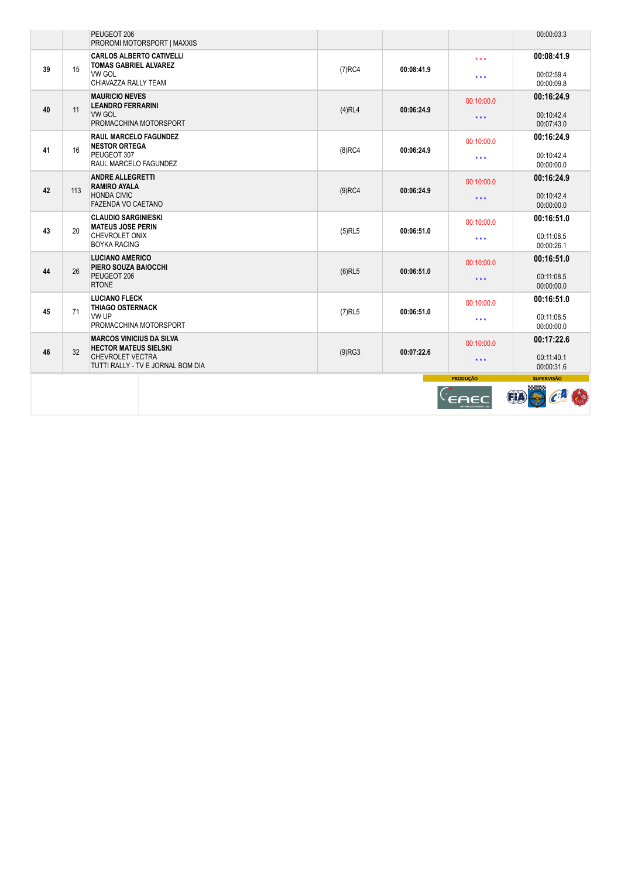| | | | | | | |
|---|---|---|---|---|---|---|
| | | PEUGEOT 206<br>PROROMI MOTORSPORT \| MAXXIS | | | | 00:00:03.3 |
| 39 | 15 | **CARLOS ALBERTO CATIVELLI**<br>**TOMAS GABRIEL ALVAREZ**<br>VW GOL<br>CHIAVAZZA RALLY TEAM | (7)RC4 | **00:08:41.9** | \*\*\*<br>\*\*\* | **00:08:41.9**<br>00:02:59.4<br>00:00:09.8 |
| 40 | 11 | **MAURICIO NEVES**<br>**LEANDRO FERRARINI**<br>VW GOL<br>PROMACCHINA MOTORSPORT | (4)RL4 | **00:06:24.9** | 00:10:00.0<br>\*\*\* | **00:16:24.9**<br>00:10:42.4<br>00:07:43.0 |
| 41 | 16 | **RAUL MARCELO FAGUNDEZ**<br>**NESTOR ORTEGA**<br>PEUGEOT 307<br>RAUL MARCELO FAGUNDEZ | (8)RC4 | **00:06:24.9** | 00:10:00.0<br>\*\*\* | **00:16:24.9**<br>00:10:42.4<br>00:00:00.0 |
| 42 | 113 | **ANDRE ALLEGRETTI**<br>**RAMIRO AYALA**<br>HONDA CIVIC<br>FAZENDA VO CAETANO | (9)RC4 | **00:06:24.9** | 00:10:00.0<br>\*\*\* | **00:16:24.9**<br>00:10:42.4<br>00:00:00.0 |
| 43 | 20 | **CLAUDIO SARGINIESKI**<br>**MATEUS JOSE PERIN**<br>CHEVROLET ONIX<br>BOYKA RACING | (5)RL5 | **00:06:51.0** | 00:10:00.0<br>\*\*\* | **00:16:51.0**<br>00:11:08.5<br>00:00:26.1 |
| 44 | 26 | **LUCIANO AMERICO**<br>**PIERO SOUZA BAIOCCHI**<br>PEUGEOT 206<br>RTONE | (6)RL5 | **00:06:51.0** | 00:10:00.0<br>\*\*\* | **00:16:51.0**<br>00:11:08.5<br>00:00:00.0 |
| 45 | 71 | **LUCIANO FLECK**<br>**THIAGO OSTERNACK**<br>VW UP<br>PROMACCHINA MOTORSPORT | (7)RL5 | **00:06:51.0** | 00:10:00.0<br>\*\*\* | **00:16:51.0**<br>00:11:08.5<br>00:00:00.0 |
| 46 | 32 | **MARCOS VINICIUS DA SILVA**<br>**HECTOR MATEUS SIELSKI**<br>CHEVROLET VECTRA<br>TUTTI RALLY - TV E JORNAL BOM DIA | (9)RG3 | **00:07:22.6** | 00:10:00.0<br>\*\*\* | **00:17:22.6**<br>00:11:40.1<br>00:00:31.6 |

PRODUÇÃO

SUPERVISÃO